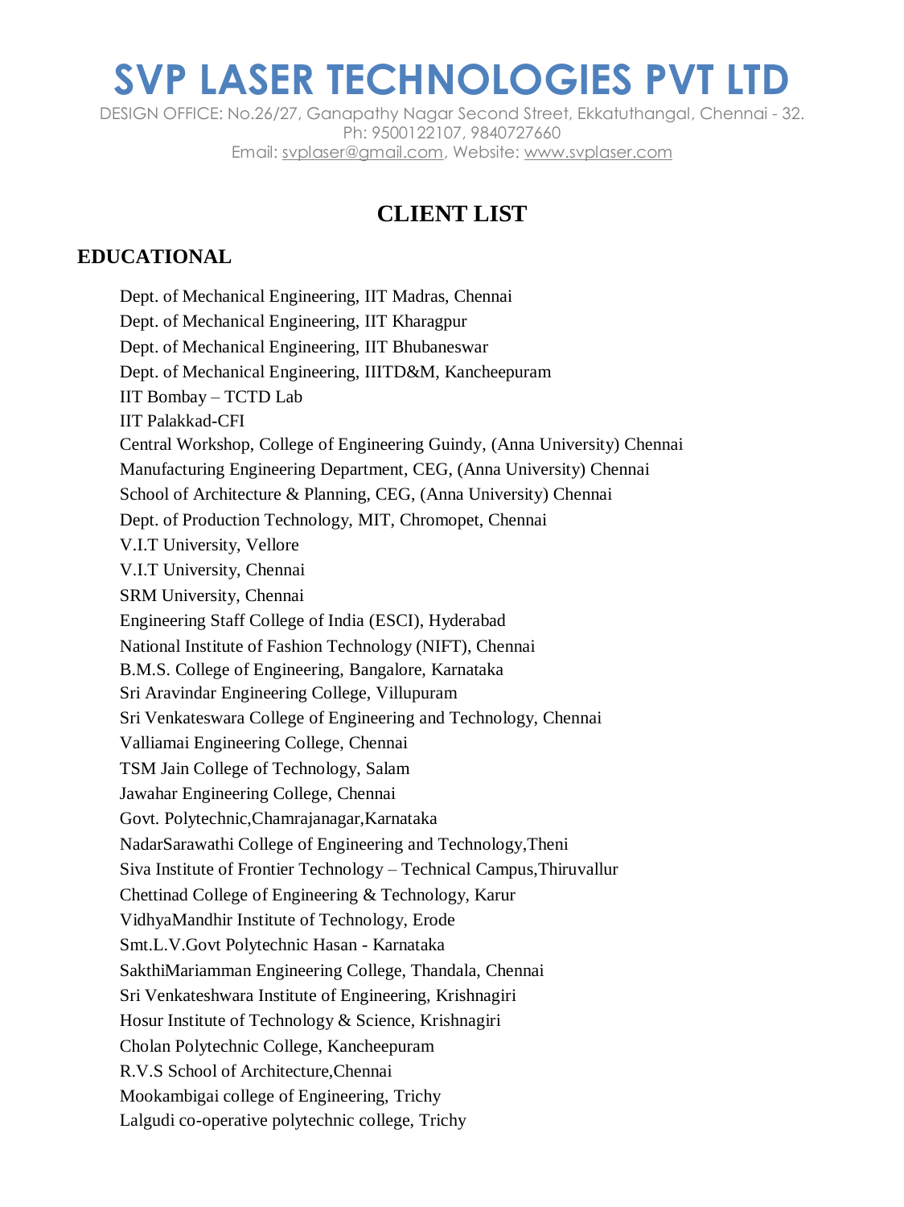# SVP LASER TECHNOLOGIES PVT LTD

DESIGN OFFICE: No.26/27, Ganapathy Nagar Second Street, Ekkatuthangal, Chennai - 32.
Ph: 9500122107, 9840727660
Email: svplaser@gmail.com, Website: www.svplaser.com

## CLIENT LIST

### EDUCATIONAL

Dept. of Mechanical Engineering, IIT Madras, Chennai
Dept. of Mechanical Engineering, IIT Kharagpur
Dept. of Mechanical Engineering, IIT Bhubaneswar
Dept. of Mechanical Engineering, IIITD&M, Kancheepuram
IIT Bombay – TCTD Lab
IIT Palakkad-CFI
Central Workshop, College of Engineering Guindy, (Anna University) Chennai
Manufacturing Engineering Department, CEG, (Anna University) Chennai
School of Architecture & Planning, CEG, (Anna University) Chennai
Dept. of Production Technology, MIT, Chromopet, Chennai
V.I.T University, Vellore
V.I.T University, Chennai
SRM University, Chennai
Engineering Staff College of India (ESCI), Hyderabad
National Institute of Fashion Technology (NIFT), Chennai
B.M.S. College of Engineering, Bangalore, Karnataka
Sri Aravindar Engineering College, Villupuram
Sri Venkateswara College of Engineering and Technology, Chennai
Valliamai Engineering College, Chennai
TSM Jain College of Technology, Salam
Jawahar Engineering College, Chennai
Govt. Polytechnic,Chamrajanagar,Karnataka
NadarSarawathi College of Engineering and Technology,Theni
Siva Institute of Frontier Technology – Technical Campus,Thiruvallur
Chettinad College of Engineering & Technology, Karur
VidhyaMandhir Institute of Technology, Erode
Smt.L.V.Govt Polytechnic Hasan - Karnataka
SakthiMariamman Engineering College, Thandala, Chennai
Sri Venkateshwara Institute of Engineering, Krishnagiri
Hosur Institute of Technology & Science, Krishnagiri
Cholan Polytechnic College, Kancheepuram
R.V.S School of Architecture,Chennai
Mookambigai college of Engineering, Trichy
Lalgudi co-operative polytechnic college, Trichy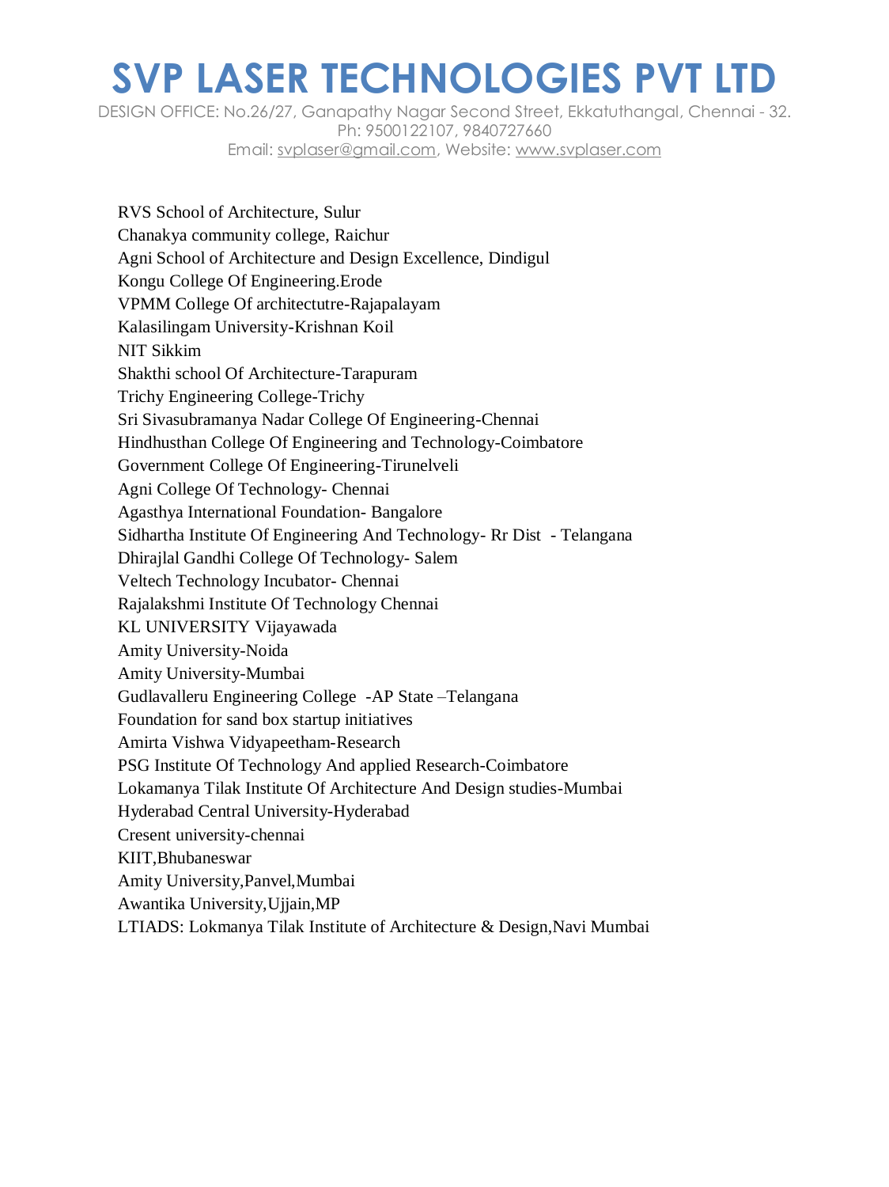# SVP LASER TECHNOLOGIES PVT LTD

DESIGN OFFICE: No.26/27, Ganapathy Nagar Second Street, Ekkatuthangal, Chennai - 32.
Ph: 9500122107, 9840727660
Email: svplaser@gmail.com, Website: www.svplaser.com

RVS School of Architecture, Sulur
Chanakya community college, Raichur
Agni School of Architecture and Design Excellence, Dindigul
Kongu College Of Engineering.Erode
VPMM College Of architectutre-Rajapalayam
Kalasilingam University-Krishnan Koil
NIT Sikkim
Shakthi school Of Architecture-Tarapuram
Trichy Engineering College-Trichy
Sri Sivasubramanya Nadar College Of Engineering-Chennai
Hindhusthan College Of Engineering and Technology-Coimbatore
Government College Of Engineering-Tirunelveli
Agni College Of Technology- Chennai
Agasthya International Foundation- Bangalore
Sidhartha Institute Of Engineering And Technology- Rr Dist - Telangana
Dhirajlal Gandhi College Of Technology- Salem
Veltech Technology Incubator- Chennai
Rajalakshmi Institute Of Technology Chennai
KL UNIVERSITY Vijayawada
Amity University-Noida
Amity University-Mumbai
Gudlavalleru Engineering College -AP State –Telangana
Foundation for sand box startup initiatives
Amirta Vishwa Vidyapeetham-Research
PSG Institute Of Technology And applied Research-Coimbatore
Lokamanya Tilak Institute Of Architecture And Design studies-Mumbai
Hyderabad Central University-Hyderabad
Cresent university-chennai
KIIT,Bhubaneswar
Amity University,Panvel,Mumbai
Awantika University,Ujjain,MP
LTIADS: Lokmanya Tilak Institute of Architecture & Design,Navi Mumbai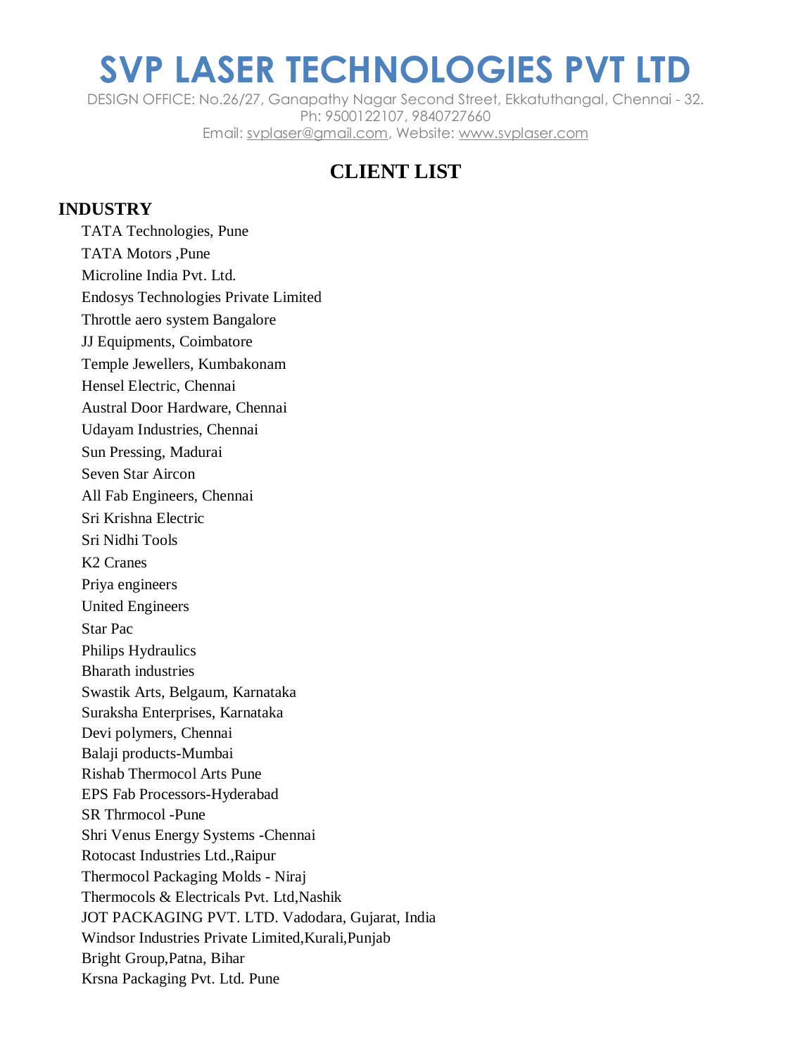# SVP LASER TECHNOLOGIES PVT LTD

DESIGN OFFICE: No.26/27, Ganapathy Nagar Second Street, Ekkatuthangal, Chennai - 32.
Ph: 9500122107, 9840727660
Email: svplaser@gmail.com, Website: www.svplaser.com

## CLIENT LIST

### INDUSTRY

- TATA Technologies, Pune
- TATA Motors ,Pune
- Microline India Pvt. Ltd.
- Endosys Technologies Private Limited
- Throttle aero system Bangalore
- JJ Equipments, Coimbatore
- Temple Jewellers, Kumbakonam
- Hensel Electric, Chennai
- Austral Door Hardware, Chennai
- Udayam Industries, Chennai
- Sun Pressing, Madurai
- Seven Star Aircon
- All Fab Engineers, Chennai
- Sri Krishna Electric
- Sri Nidhi Tools
- K2 Cranes
- Priya engineers
- United Engineers
- Star Pac
- Philips Hydraulics
- Bharath industries
- Swastik Arts, Belgaum, Karnataka
- Suraksha Enterprises, Karnataka
- Devi polymers, Chennai
- Balaji products-Mumbai
- Rishab Thermocol Arts Pune
- EPS Fab Processors-Hyderabad
- SR Thrmocol -Pune
- Shri Venus Energy Systems -Chennai
- Rotocast Industries Ltd.,Raipur
- Thermocol Packaging Molds - Niraj
- Thermocols & Electricals Pvt. Ltd,Nashik
- JOT PACKAGING PVT. LTD. Vadodara, Gujarat, India
- Windsor Industries Private Limited,Kurali,Punjab
- Bright Group,Patna, Bihar
- Krsna Packaging Pvt. Ltd. Pune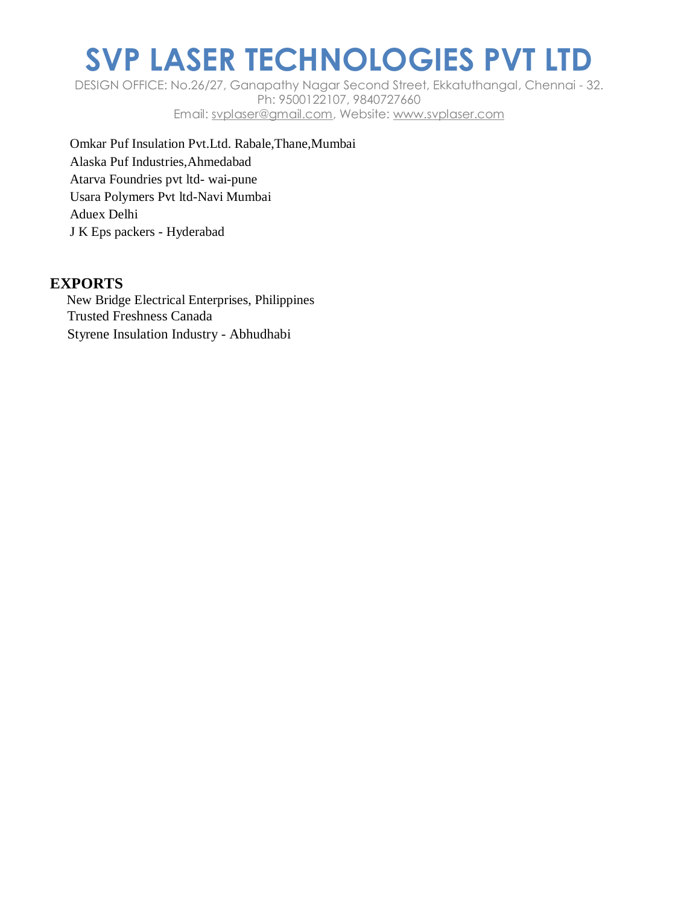# SVP LASER TECHNOLOGIES PVT LTD

DESIGN OFFICE: No.26/27, Ganapathy Nagar Second Street, Ekkatuthangal, Chennai - 32.
Ph: 9500122107, 9840727660
Email: svplaser@gmail.com, Website: www.svplaser.com

Omkar Puf Insulation Pvt.Ltd. Rabale,Thane,Mumbai
Alaska Puf Industries,Ahmedabad
Atarva Foundries pvt ltd- wai-pune
Usara Polymers Pvt ltd-Navi Mumbai
Aduex Delhi
J K Eps packers - Hyderabad

**EXPORTS**

New Bridge Electrical Enterprises, Philippines
Trusted Freshness Canada
Styrene Insulation Industry - Abhudhabi